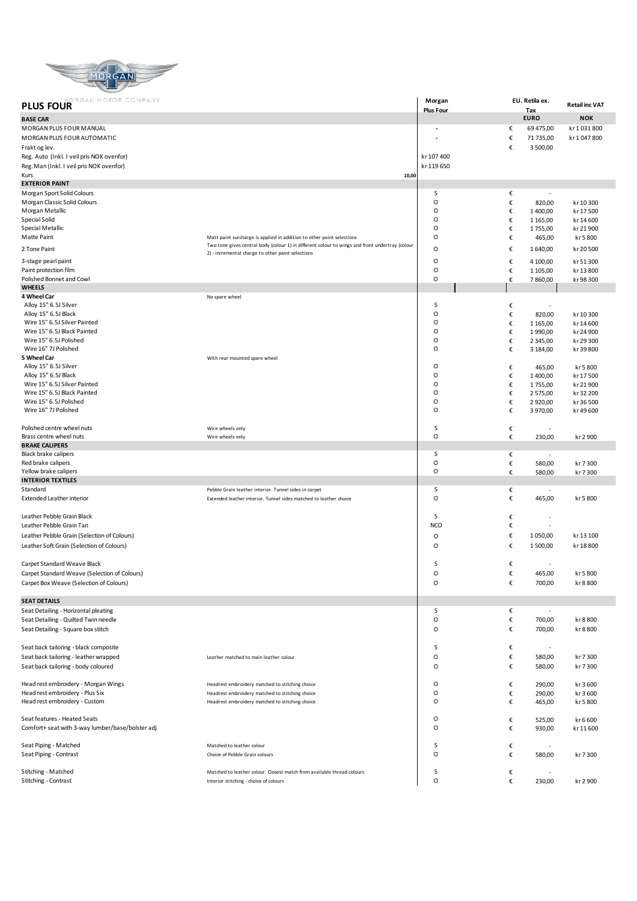# PLUS FOUR

| | | Morgan Plus Four | EU. Retila ex. Tax | Retail inc VAT |
|---|---|---|---|---|
| **BASE CAR** | | | **EURO** | **NOK** |
| MORGAN PLUS FOUR MANUAL | | - | € 69 475,00 | kr 1 031 800 |
| MORGAN PLUS FOUR AUTOMATIC | | - | € 71 735,00 | kr 1 047 800 |
| Frakt og lev. | | | € 3 500,00 | |
| Reg. Auto (Inkl. I veil pris NOK ovenfor) | | kr 107 400 | | |
| Reg. Man (Inkl. I veil pris NOK ovenfor) | | kr 119 650 | | |
| Kurs | 10,00 | | | |
| **EXTERIOR PAINT** | | | | |
| Morgan Sport Solid Colours | | S | € - | |
| Morgan Classic Solid Colours | | O | € 820,00 | kr 10 300 |
| Morgan Metallic | | O | € 1 400,00 | kr 17 500 |
| Special Solid | | O | € 1 165,00 | kr 14 600 |
| Special Metallic | | O | € 1 755,00 | kr 21 900 |
| Matte Paint | Matt paint surcharge is applied in addition to other paint selections | O | € 465,00 | kr 5 800 |
| 2 Tone Paint | Two tone gives central body (colour 1) in different colour to wings and front undertray (colour 2) - incremental charge to other paint selections | O | € 1 640,00 | kr 20 500 |
| 3-stage pearl paint | | O | € 4 100,00 | kr 51 300 |
| Paint protection film | | O | € 1 105,00 | kr 13 800 |
| Polished Bonnet and Cowl | | O | € 7 860,00 | kr 98 300 |
| **WHEELS** | | | | |
| **4 Wheel Car** | No spare wheel | | | |
| Alloy 15" 6.5J Silver | | S | € - | |
| Alloy 15" 6.5J Black | | O | € 820,00 | kr 10 300 |
| Wire 15" 6.5J Silver Painted | | O | € 1 165,00 | kr 14 600 |
| Wire 15" 6.5J Black Painted | | O | € 1 990,00 | kr 24 900 |
| Wire 15" 6.5J Polished | | O | € 2 345,00 | kr 29 300 |
| Wire 16" 7J Polished | | O | € 3 184,00 | kr 39 800 |
| **5 Wheel Car** | With rear mounted spare wheel | | | |
| Alloy 15" 6.5J Silver | | O | € 465,00 | kr 5 800 |
| Alloy 15" 6.5J Black | | O | € 1 400,00 | kr 17 500 |
| Wire 15" 6.5J Silver Painted | | O | € 1 755,00 | kr 21 900 |
| Wire 15" 6.5J Black Painted | | O | € 2 575,00 | kr 32 200 |
| Wire 15" 6.5J Polished | | O | € 2 920,00 | kr 36 500 |
| Wire 16" 7J Polished | | O | € 3 970,00 | kr 49 600 |
| Polished centre wheel nuts | Wire wheels only | S | € - | |
| Brass centre wheel nuts | Wire wheels only | O | € 230,00 | kr 2 900 |
| **BRAKE CALIPERS** | | | | |
| Black brake calipers | | S | € - | |
| Red brake calipers | | O | € 580,00 | kr 7 300 |
| Yellow brake calipers | | O | € 580,00 | kr 7 300 |
| **INTERIOR TEXTILES** | | | | |
| Standard | Pebble Grain leather interior. Tunnel sides in carpet | S | € - | |
| Extended Leather interior | Extended leather interior. Tunnel sides matched to leather choice | O | € 465,00 | kr 5 800 |
| Leather Pebble Grain Black | | S | € - | |
| Leather Pebble Grain Tan | | NCO | € - | |
| Leather Pebble Grain (Selection of Colours) | | O | € 1 050,00 | kr 13 100 |
| Leather Soft Grain (Selection of Colours) | | O | € 1 500,00 | kr 18 800 |
| Carpet Standard Weave Black | | S | € - | |
| Carpet Standard Weave (Selection of Colours) | | O | € 465,00 | kr 5 800 |
| Carpet Box Weave (Selection of Colours) | | O | € 700,00 | kr 8 800 |
| **SEAT DETAILS** | | | | |
| Seat Detailing - Horizontal pleating | | S | € - | |
| Seat Detailing - Quilted Twin needle | | O | € 700,00 | kr 8 800 |
| Seat Detailing - Square box stitch | | O | € 700,00 | kr 8 800 |
| Seat back tailoring - black composite | | S | € - | |
| Seat back tailoring - leather wrapped | Leather matched to main leather colour | O | € 580,00 | kr 7 300 |
| Seat back tailoring - body coloured | | O | € 580,00 | kr 7 300 |
| Head rest embroidery - Morgan Wings | Headrest embroidery matched to stitching choice | O | € 290,00 | kr 3 600 |
| Head rest embroidery - Plus Six | Headrest embroidery matched to stitching choice | O | € 290,00 | kr 3 600 |
| Head rest embroidery - Custom | Headrest embroidery matched to stitching choice | O | € 465,00 | kr 5 800 |
| Seat features - Heated Seats | | O | € 525,00 | kr 6 600 |
| Comfort+ seat with 3-way lumber/base/bolster adj | | O | € 930,00 | kr 11 600 |
| Seat Piping - Matched | Matched to leather colour | S | € - | |
| Seat Piping - Contrast | Choice of Pebble Grain colours | O | € 580,00 | kr 7 300 |
| Stitching - Matched | Matched to leather colour. Closest match from available thread colours | S | € - | |
| Stitching - Contrast | Interior stitching - choice of colours | O | € 230,00 | kr 2 900 |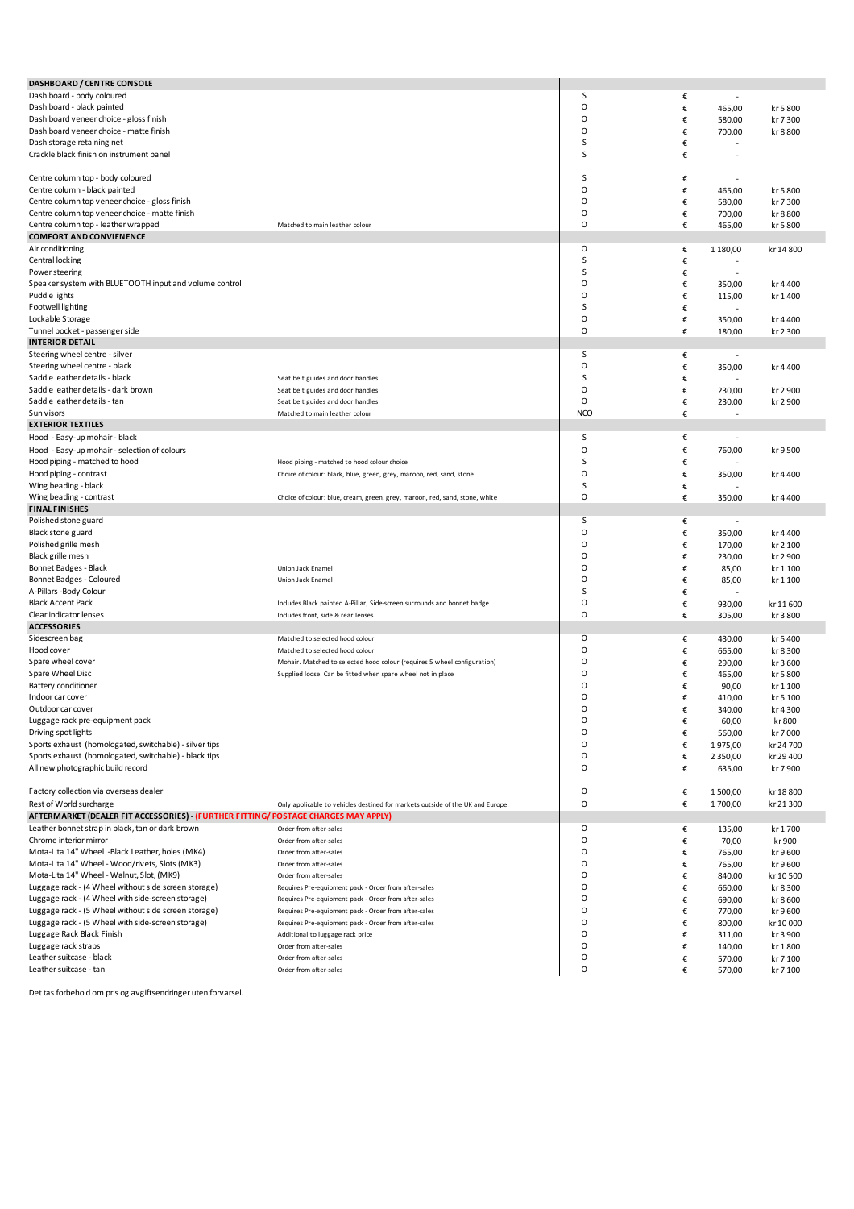| | | | | | |
|---|---|---|---|---|---|
| **DASHBOARD / CENTRE CONSOLE** | | | | | |
| Dash board - body coloured | | S | € | - | |
| Dash board - black painted | | O | € | 465,00 | kr 5 800 |
| Dash board veneer choice - gloss finish | | O | € | 580,00 | kr 7 300 |
| Dash board veneer choice - matte finish | | O | € | 700,00 | kr 8 800 |
| Dash storage retaining net | | S | € | - | |
| Crackle black finish on instrument panel | | S | € | - | |
| | | | | | |
| Centre column top - body coloured | | S | € | - | |
| Centre column - black painted | | O | € | 465,00 | kr 5 800 |
| Centre column top veneer choice - gloss finish | | O | € | 580,00 | kr 7 300 |
| Centre column top veneer choice - matte finish | | O | € | 700,00 | kr 8 800 |
| Centre column top - leather wrapped | Matched to main leather colour | O | € | 465,00 | kr 5 800 |
| **COMFORT AND CONVIENENCE** | | | | | |
| Air conditioning | | O | € | 1 180,00 | kr 14 800 |
| Central locking | | S | € | - | |
| Power steering | | S | € | - | |
| Speaker system with BLUETOOTH input and volume control | | O | € | 350,00 | kr 4 400 |
| Puddle lights | | O | € | 115,00 | kr 1 400 |
| Footwell lighting | | S | € | - | |
| Lockable Storage | | O | € | 350,00 | kr 4 400 |
| Tunnel pocket - passenger side | | O | € | 180,00 | kr 2 300 |
| **INTERIOR DETAIL** | | | | | |
| Steering wheel centre - silver | | S | € | - | |
| Steering wheel centre - black | | O | € | 350,00 | kr 4 400 |
| Saddle leather details - black | Seat belt guides and door handles | S | € | - | |
| Saddle leather details - dark brown | Seat belt guides and door handles | O | € | 230,00 | kr 2 900 |
| Saddle leather details - tan | Seat belt guides and door handles | O | € | 230,00 | kr 2 900 |
| Sun visors | Matched to main leather colour | NCO | € | - | |
| **EXTERIOR TEXTILES** | | | | | |
| Hood - Easy-up mohair - black | | S | € | - | |
| Hood - Easy-up mohair - selection of colours | | O | € | 760,00 | kr 9 500 |
| Hood piping - matched to hood | Hood piping - matched to hood colour choice | S | € | - | |
| Hood piping - contrast | Choice of colour: black, blue, green, grey, maroon, red, sand, stone | O | € | 350,00 | kr 4 400 |
| Wing beading - black | | S | € | - | |
| Wing beading - contrast | Choice of colour: blue, cream, green, grey, maroon, red, sand, stone, white | O | € | 350,00 | kr 4 400 |
| **FINAL FINISHES** | | | | | |
| Polished stone guard | | S | € | - | |
| Black stone guard | | O | € | 350,00 | kr 4 400 |
| Polished grille mesh | | O | € | 170,00 | kr 2 100 |
| Black grille mesh | | O | € | 230,00 | kr 2 900 |
| Bonnet Badges - Black | Union Jack Enamel | O | € | 85,00 | kr 1 100 |
| Bonnet Badges - Coloured | Union Jack Enamel | O | € | 85,00 | kr 1 100 |
| A-Pillars -Body Colour | | S | € | - | |
| Black Accent Pack | Includes Black painted A-Pillar, Side-screen surrounds and bonnet badge | O | € | 930,00 | kr 11 600 |
| Clear indicator lenses | Includes front, side & rear lenses | O | € | 305,00 | kr 3 800 |
| **ACCESSORIES** | | | | | |
| Sidescreen bag | Matched to selected hood colour | O | € | 430,00 | kr 5 400 |
| Hood cover | Matched to selected hood colour | O | € | 665,00 | kr 8 300 |
| Spare wheel cover | Mohair. Matched to selected hood colour (requires 5 wheel configuration) | O | € | 290,00 | kr 3 600 |
| Spare Wheel Disc | Supplied loose. Can be fitted when spare wheel not in place | O | € | 465,00 | kr 5 800 |
| Battery conditioner | | O | € | 90,00 | kr 1 100 |
| Indoor car cover | | O | € | 410,00 | kr 5 100 |
| Outdoor car cover | | O | € | 340,00 | kr 4 300 |
| Luggage rack pre-equipment pack | | O | € | 60,00 | kr 800 |
| Driving spot lights | | O | € | 560,00 | kr 7 000 |
| Sports exhaust (homologated, switchable) - silver tips | | O | € | 1 975,00 | kr 24 700 |
| Sports exhaust (homologated, switchable) - black tips | | O | € | 2 350,00 | kr 29 400 |
| All new photographic build record | | O | € | 635,00 | kr 7 900 |
| | | | | | |
| Factory collection via overseas dealer | | O | € | 1 500,00 | kr 18 800 |
| Rest of World surcharge | Only applicable to vehicles destined for markets outside of the UK and Europe. | O | € | 1 700,00 | kr 21 300 |
| **AFTERMARKET (DEALER FIT ACCESSORIES) - (FURTHER FITTING/ POSTAGE CHARGES MAY APPLY)** | | | | | |
| Leather bonnet strap in black, tan or dark brown | Order from after-sales | O | € | 135,00 | kr 1 700 |
| Chrome interior mirror | Order from after-sales | O | € | 70,00 | kr 900 |
| Mota-Lita 14" Wheel -Black Leather, holes (MK4) | Order from after-sales | O | € | 765,00 | kr 9 600 |
| Mota-Lita 14" Wheel - Wood/rivets, Slots (MK3) | Order from after-sales | O | € | 765,00 | kr 9 600 |
| Mota-Lita 14" Wheel - Walnut, Slot, (MK9) | Order from after-sales | O | € | 840,00 | kr 10 500 |
| Luggage rack - (4 Wheel without side screen storage) | Requires Pre-equipment pack - Order from after-sales | O | € | 660,00 | kr 8 300 |
| Luggage rack - (4 Wheel with side-screen storage) | Requires Pre-equipment pack - Order from after-sales | O | € | 690,00 | kr 8 600 |
| Luggage rack - (5 Wheel without side screen storage) | Requires Pre-equipment pack - Order from after-sales | O | € | 770,00 | kr 9 600 |
| Luggage rack - (5 Wheel with side-screen storage) | Requires Pre-equipment pack - Order from after-sales | O | € | 800,00 | kr 10 000 |
| Luggage Rack Black Finish | Additional to luggage rack price | O | € | 311,00 | kr 3 900 |
| Luggage rack straps | Order from after-sales | O | € | 140,00 | kr 1 800 |
| Leather suitcase - black | Order from after-sales | O | € | 570,00 | kr 7 100 |
| Leather suitcase - tan | Order from after-sales | O | € | 570,00 | kr 7 100 |

Det tas forbehold om pris og avgiftsendringer uten forvarsel.